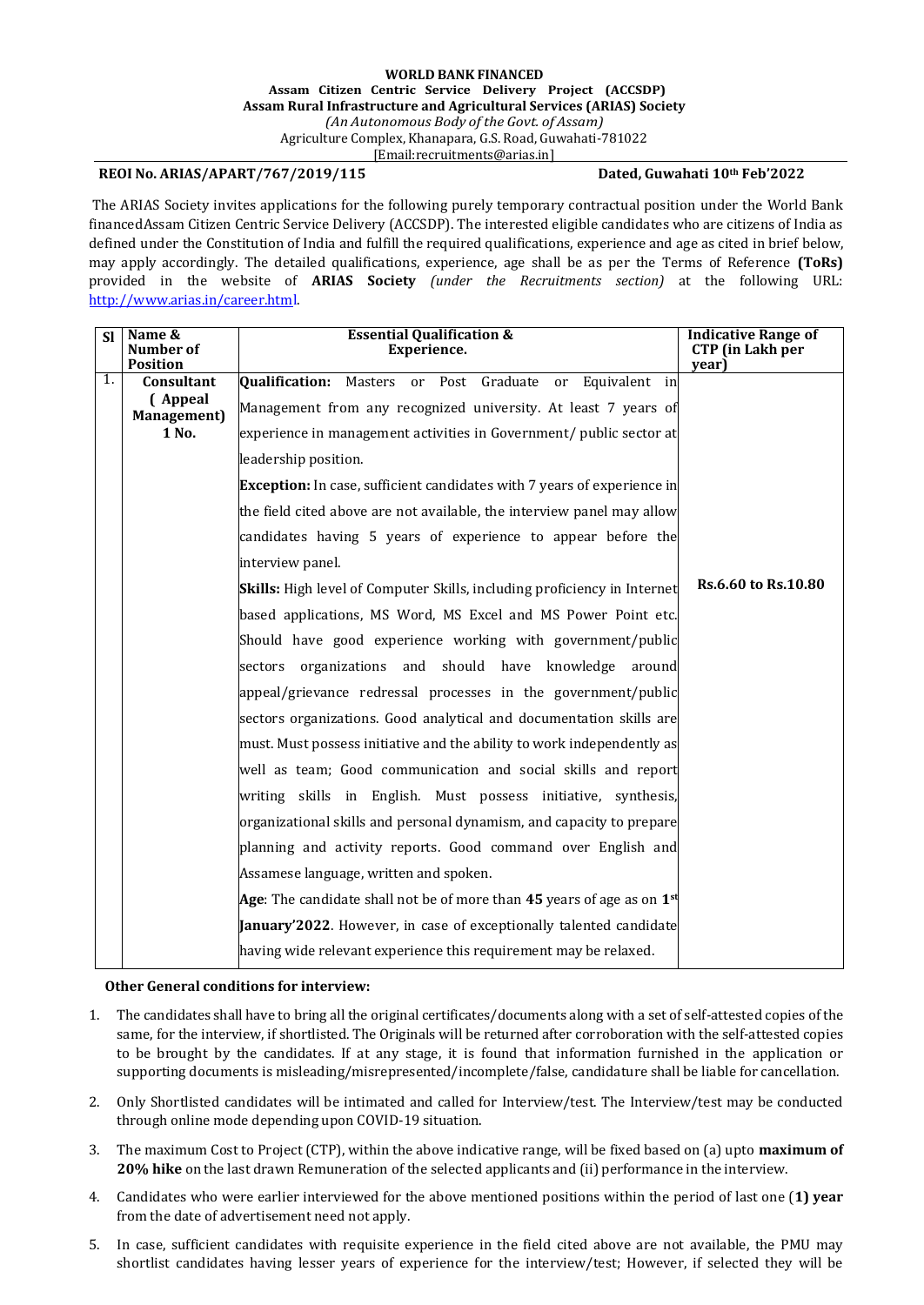**WORLD BANK FINANCED**
**Assam Citizen Centric Service Delivery Project (ACCSDP)**
**Assam Rural Infrastructure and Agricultural Services (ARIAS) Society**
*(An Autonomous Body of the Govt. of Assam)*
Agriculture Complex, Khanapara, G.S. Road, Guwahati-781022
[Email:recruitments@arias.in]

**REOI No. ARIAS/APART/767/2019/115** **Dated, Guwahati 10th Feb'2022**

The ARIAS Society invites applications for the following purely temporary contractual position under the World Bank financedAssam Citizen Centric Service Delivery (ACCSDP). The interested eligible candidates who are citizens of India as defined under the Constitution of India and fulfill the required qualifications, experience and age as cited in brief below, may apply accordingly. The detailed qualifications, experience, age shall be as per the Terms of Reference **(ToRs)** provided in the website of **ARIAS Society** *(under the Recruitments section)* at the following URL: http://www.arias.in/career.html.

| Sl | Name & Number of Position | Essential Qualification & Experience. | Indicative Range of CTP (in Lakh per year) |
|---|---|---|---|
| 1. | **Consultant ( Appeal Management) 1 No.** | **Qualification:** Masters or Post Graduate or Equivalent in Management from any recognized university. At least 7 years of experience in management activities in Government/ public sector at leadership position.<br>**Exception:** In case, sufficient candidates with 7 years of experience in the field cited above are not available, the interview panel may allow candidates having 5 years of experience to appear before the interview panel.<br>**Skills:** High level of Computer Skills, including proficiency in Internet based applications, MS Word, MS Excel and MS Power Point etc. Should have good experience working with government/public sectors organizations and should have knowledge around appeal/grievance redressal processes in the government/public sectors organizations. Good analytical and documentation skills are must. Must possess initiative and the ability to work independently as well as team; Good communication and social skills and report writing skills in English. Must possess initiative, synthesis, organizational skills and personal dynamism, and capacity to prepare planning and activity reports. Good command over English and Assamese language, written and spoken.<br>**Age**: The candidate shall not be of more than **45** years of age as on **1st January'2022**. However, in case of exceptionally talented candidate having wide relevant experience this requirement may be relaxed. | **Rs.6.60 to Rs.10.80** |

**Other General conditions for interview:**

1. The candidates shall have to bring all the original certificates/documents along with a set of self-attested copies of the same, for the interview, if shortlisted. The Originals will be returned after corroboration with the self-attested copies to be brought by the candidates. If at any stage, it is found that information furnished in the application or supporting documents is misleading/misrepresented/incomplete/false, candidature shall be liable for cancellation.
2. Only Shortlisted candidates will be intimated and called for Interview/test. The Interview/test may be conducted through online mode depending upon COVID-19 situation.
3. The maximum Cost to Project (CTP), within the above indicative range, will be fixed based on (a) upto **maximum of 20% hike** on the last drawn Remuneration of the selected applicants and (ii) performance in the interview.
4. Candidates who were earlier interviewed for the above mentioned positions within the period of last one (**1) year** from the date of advertisement need not apply.
5. In case, sufficient candidates with requisite experience in the field cited above are not available, the PMU may shortlist candidates having lesser years of experience for the interview/test; However, if selected they will be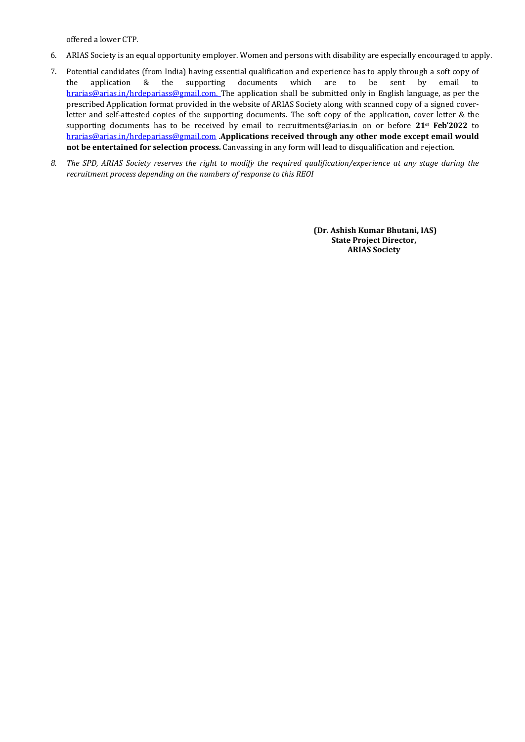offered a lower CTP.

6. ARIAS Society is an equal opportunity employer. Women and persons with disability are especially encouraged to apply.

7. Potential candidates (from India) having essential qualification and experience has to apply through a soft copy of the application & the supporting documents which are to be sent by email to hrarias@arias.in/hrdepariass@gmail.com. The application shall be submitted only in English language, as per the prescribed Application format provided in the website of ARIAS Society along with scanned copy of a signed cover-letter and self-attested copies of the supporting documents. The soft copy of the application, cover letter & the supporting documents has to be received by email to recruitments@arias.in on or before **21st Feb'2022** to hrarias@arias.in/hrdepariass@gmail.com .**Applications received through any other mode except email would not be entertained for selection process.** Canvassing in any form will lead to disqualification and rejection.

8. *The SPD, ARIAS Society reserves the right to modify the required qualification/experience at any stage during the recruitment process depending on the numbers of response to this REOI*

**(Dr. Ashish Kumar Bhutani, IAS)**
**State Project Director,**
**ARIAS Society**